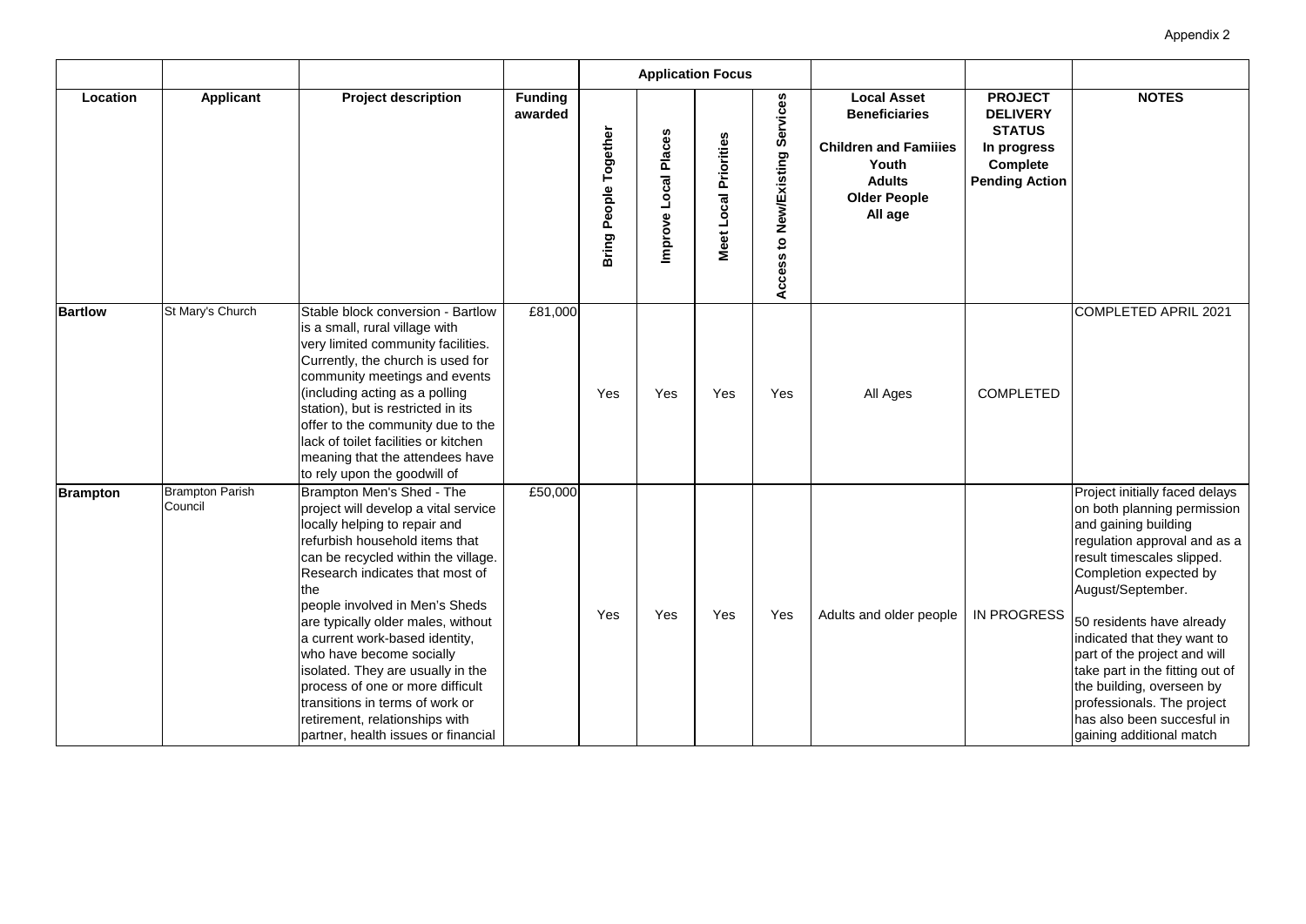Appendix 2

| | | | | Application Focus | | | | | | |
|---|---|---|---|---|---|---|---|---|---|---|
| **Location** | **Applicant** | **Project description** | **Funding awarded** | **Bring People Together** | **Improve Local Places** | **Meet Local Priorities** | **Access to New/Existing Services** | **Local Asset Beneficiaries**<br><br>**Children and Famiiies**<br>**Youth**<br>**Adults**<br>**Older People**<br>**All age** | **PROJECT DELIVERY STATUS**<br>**In progress**<br>**Complete**<br>**Pending Action** | **NOTES** |
| **Bartlow** | St Mary's Church | Stable block conversion - Bartlow is a small, rural village with very limited community facilities. Currently, the church is used for community meetings and events (including acting as a polling station), but is restricted in its offer to the community due to the lack of toilet facilities or kitchen meaning that the attendees have to rely upon the goodwill of | £81,000 | Yes | Yes | Yes | Yes | All Ages | COMPLETED | COMPLETED APRIL 2021 |
| **Brampton** | Brampton Parish Council | Brampton Men's Shed - The project will develop a vital service locally helping to repair and refurbish household items that can be recycled within the village. Research indicates that most of the people involved in Men's Sheds are typically older males, without a current work-based identity, who have become socially isolated. They are usually in the process of one or more difficult transitions in terms of work or retirement, relationships with partner, health issues or financial | £50,000 | Yes | Yes | Yes | Yes | Adults and older people | IN PROGRESS | Project initially faced delays on both planning permission and gaining building regulation approval and as a result timescales slipped. Completion expected by August/September.<br><br>50 residents have already indicated that they want to part of the project and will take part in the fitting out of the building, overseen by professionals. The project has also been succesful in gaining additional match |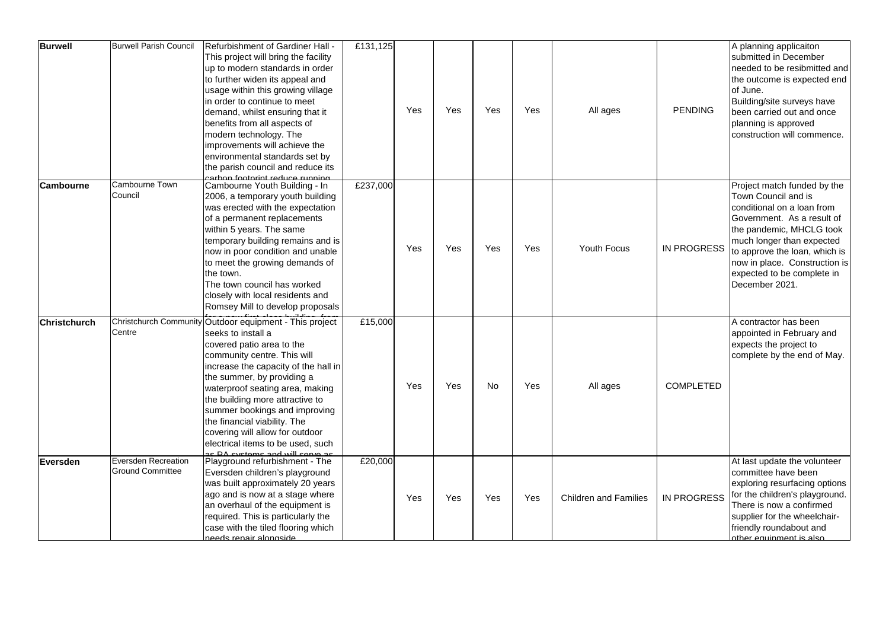| Burwell | Burwell Parish Council | Refurbishment of Gardiner Hall - This project will bring the facility up to modern standards in order to further widen its appeal and usage within this growing village in order to continue to meet demand, whilst ensuring that it benefits from all aspects of modern technology. The improvements will achieve the environmental standards set by the parish council and reduce its carbon footprint reduce running | £131,125 | Yes | Yes | Yes | Yes | All ages | PENDING | A planning applicaiton submitted in December needed to be resibmitted and the outcome is expected end of June. Building/site surveys have been carried out and once planning is approved construction will commence. |
|---|---|---|---|---|---|---|---|---|---|---|
| **Cambourne** | Cambourne Town Council | Cambourne Youth Building - In 2006, a temporary youth building was erected with the expectation of a permanent replacements within 5 years. The same temporary building remains and is now in poor condition and unable to meet the growing demands of the town. The town council has worked closely with local residents and Romsey Mill to develop proposals | £237,000 | Yes | Yes | Yes | Yes | Youth Focus | IN PROGRESS | Project match funded by the Town Council and is conditional on a loan from Government. As a result of the pandemic, MHCLG took much longer than expected to approve the loan, which is now in place. Construction is expected to be complete in December 2021. |
| **Christchurch** | Christchurch Community Centre | Outdoor equipment - This project seeks to install a covered patio area to the community centre. This will increase the capacity of the hall in the summer, by providing a waterproof seating area, making the building more attractive to summer bookings and improving the financial viability. The covering will allow for outdoor electrical items to be used, such as PA systems and will serve as | £15,000 | Yes | Yes | No | Yes | All ages | COMPLETED | A contractor has been appointed in February and expects the project to complete by the end of May. |
| **Eversden** | Eversden Recreation Ground Committee | Playground refurbishment - The Eversden children's playground was built approximately 20 years ago and is now at a stage where an overhaul of the equipment is required. This is particularly the case with the tiled flooring which needs repair alongside | £20,000 | Yes | Yes | Yes | Yes | Children and Families | IN PROGRESS | At last update the volunteer committee have been exploring resurfacing options for the children's playground. There is now a confirmed supplier for the wheelchair-friendly roundabout and other equipment is also |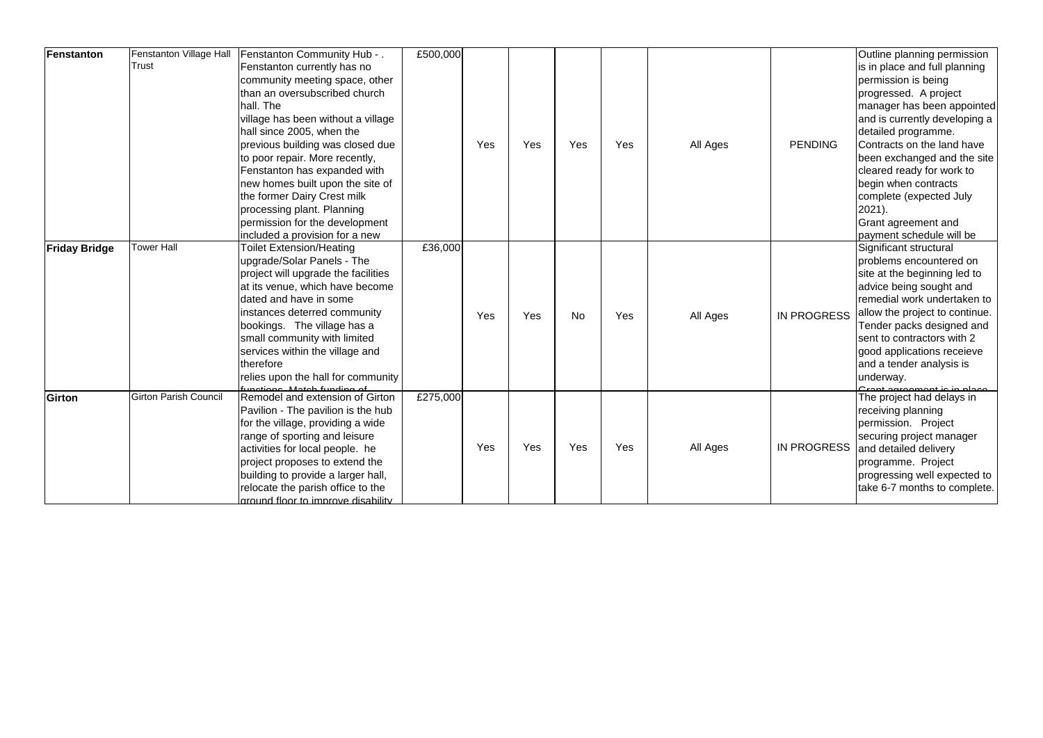| Fenstanton | Fenstanton Village Hall Trust | Fenstanton Community Hub - . Fenstanton currently has no community meeting space, other than an oversubscribed church hall. The village has been without a village hall since 2005, when the previous building was closed due to poor repair. More recently, Fenstanton has expanded with new homes built upon the site of the former Dairy Crest milk processing plant. Planning permission for the development included a provision for a new | £500,000 | Yes | Yes | Yes | Yes | All Ages | PENDING | Outline planning permission is in place and full planning permission is being progressed. A project manager has been appointed and is currently developing a detailed programme. Contracts on the land have been exchanged and the site cleared ready for work to begin when contracts complete (expected July 2021). Grant agreement and payment schedule will be |
|---|---|---|---|---|---|---|---|---|---|---|
| **Friday Bridge** | Tower Hall | Toilet Extension/Heating upgrade/Solar Panels - The project will upgrade the facilities at its venue, which have become dated and have in some instances deterred community bookings. The village has a small community with limited services within the village and therefore relies upon the hall for community functions. Match funding of | £36,000 | Yes | Yes | No | Yes | All Ages | IN PROGRESS | Significant structural problems encountered on site at the beginning led to advice being sought and remedial work undertaken to allow the project to continue. Tender packs designed and sent to contractors with 2 good applications receieve and a tender analysis is underway. Grant agreement is in place |
| **Girton** | Girton Parish Council | Remodel and extension of Girton Pavilion - The pavilion is the hub for the village, providing a wide range of sporting and leisure activities for local people. he project proposes to extend the building to provide a larger hall, relocate the parish office to the ground floor to improve disability | £275,000 | Yes | Yes | Yes | Yes | All Ages | IN PROGRESS | The project had delays in receiving planning permission. Project securing project manager and detailed delivery programme. Project progressing well expected to take 6-7 months to complete. |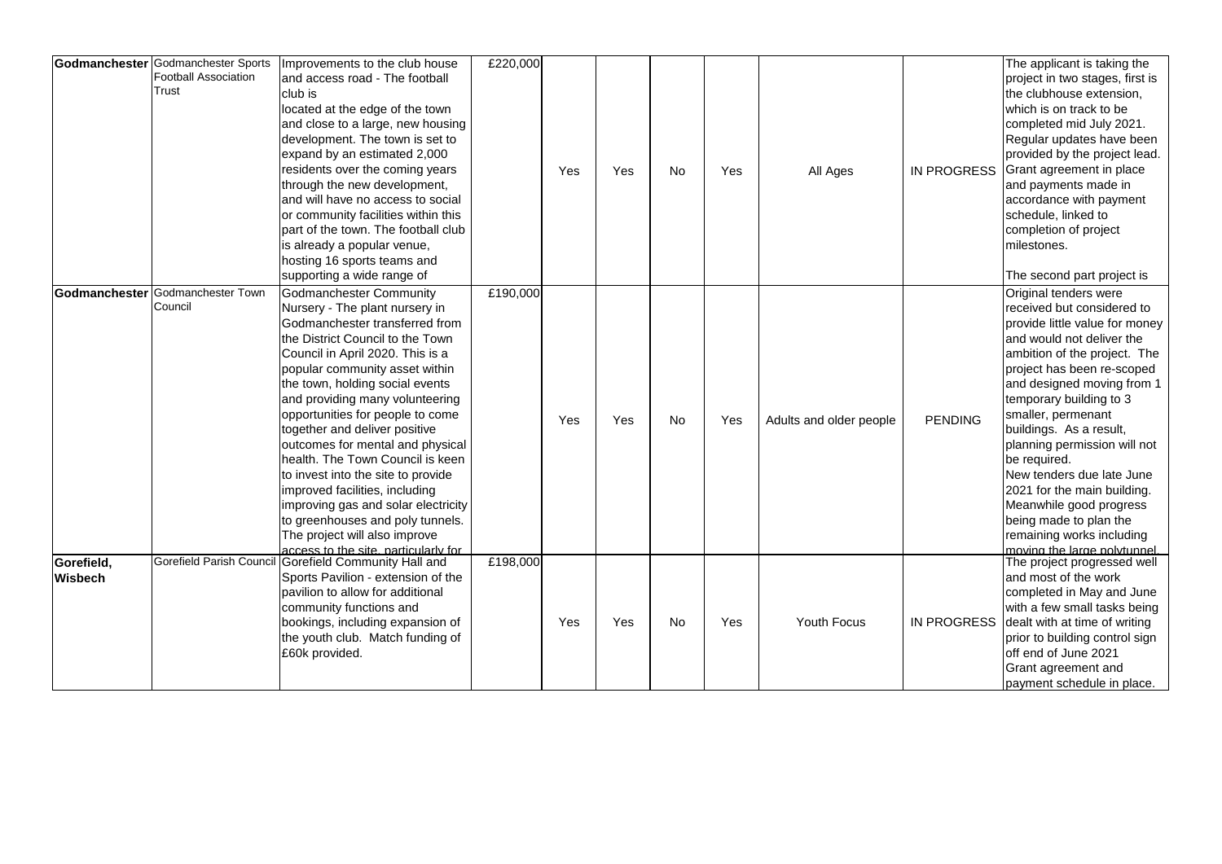| | | | | | | | | | | |
|---|---|---|---|---|---|---|---|---|---|---|
| **Godmanchester** | Godmanchester Sports Football Association Trust | Improvements to the club house and access road - The football club is located at the edge of the town and close to a large, new housing development. The town is set to expand by an estimated 2,000 residents over the coming years through the new development, and will have no access to social or community facilities within this part of the town. The football club is already a popular venue, hosting 16 sports teams and supporting a wide range of | £220,000 | Yes | Yes | No | Yes | All Ages | IN PROGRESS | The applicant is taking the project in two stages, first is the clubhouse extension, which is on track to be completed mid July 2021. Regular updates have been provided by the project lead. Grant agreement in place and payments made in accordance with payment schedule, linked to completion of project milestones. The second part project is |
| **Godmanchester** | Godmanchester Town Council | Godmanchester Community Nursery - The plant nursery in Godmanchester transferred from the District Council to the Town Council in April 2020. This is a popular community asset within the town, holding social events and providing many volunteering opportunities for people to come together and deliver positive outcomes for mental and physical health. The Town Council is keen to invest into the site to provide improved facilities, including improving gas and solar electricity to greenhouses and poly tunnels. The project will also improve access to the site, particularly for | £190,000 | Yes | Yes | No | Yes | Adults and older people | PENDING | Original tenders were received but considered to provide little value for money and would not deliver the ambition of the project. The project has been re-scoped and designed moving from 1 temporary building to 3 smaller, permenant buildings. As a result, planning permission will not be required. New tenders due late June 2021 for the main building. Meanwhile good progress being made to plan the remaining works including moving the large polytunnel. |
| **Gorefield, Wisbech** | Gorefield Parish Council | Gorefield Community Hall and Sports Pavilion - extension of the pavilion to allow for additional community functions and bookings, including expansion of the youth club. Match funding of £60k provided. | £198,000 | Yes | Yes | No | Yes | Youth Focus | IN PROGRESS | The project progressed well and most of the work completed in May and June with a few small tasks being dealt with at time of writing prior to building control sign off end of June 2021 Grant agreement and payment schedule in place. |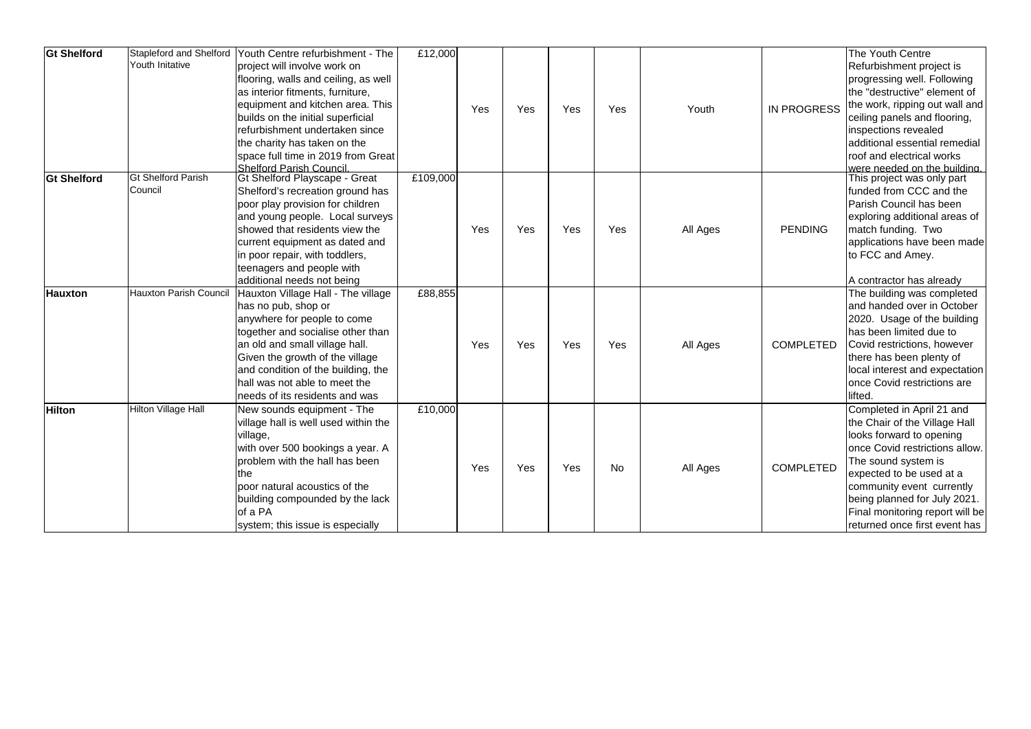| | | | | | | | | | | |
|---|---|---|---|---|---|---|---|---|---|---|
| **Gt Shelford** | Stapleford and Shelford Youth Initative | Youth Centre refurbishment - The project will involve work on flooring, walls and ceiling, as well as interior fitments, furniture, equipment and kitchen area. This builds on the initial superficial refurbishment undertaken since the charity has taken on the space full time in 2019 from Great Shelford Parish Council. | £12,000 | Yes | Yes | Yes | Yes | Youth | IN PROGRESS | The Youth Centre Refurbishment project is progressing well. Following the "destructive" element of the work, ripping out wall and ceiling panels and flooring, inspections revealed additional essential remedial roof and electrical works were needed on the building. |
| **Gt Shelford** | Gt Shelford Parish Council | Gt Shelford Playscape - Great Shelford's recreation ground has poor play provision for children and young people. Local surveys showed that residents view the current equipment as dated and in poor repair, with toddlers, teenagers and people with additional needs not being | £109,000 | Yes | Yes | Yes | Yes | All Ages | PENDING | This project was only part funded from CCC and the Parish Council has been exploring additional areas of match funding. Two applications have been made to FCC and Amey.<br><br>A contractor has already |
| **Hauxton** | Hauxton Parish Council | Hauxton Village Hall - The village has no pub, shop or anywhere for people to come together and socialise other than an old and small village hall. Given the growth of the village and condition of the building, the hall was not able to meet the needs of its residents and was | £88,855 | Yes | Yes | Yes | Yes | All Ages | COMPLETED | The building was completed and handed over in October 2020. Usage of the building has been limited due to Covid restrictions, however there has been plenty of local interest and expectation once Covid restrictions are lifted. |
| **Hilton** | Hilton Village Hall | New sounds equipment - The village hall is well used within the village, with over 500 bookings a year. A problem with the hall has been the poor natural acoustics of the building compounded by the lack of a PA system; this issue is especially | £10,000 | Yes | Yes | Yes | No | All Ages | COMPLETED | Completed in April 21 and the Chair of the Village Hall looks forward to opening once Covid restrictions allow. The sound system is expected to be used at a community event currently being planned for July 2021. Final monitoring report will be returned once first event has |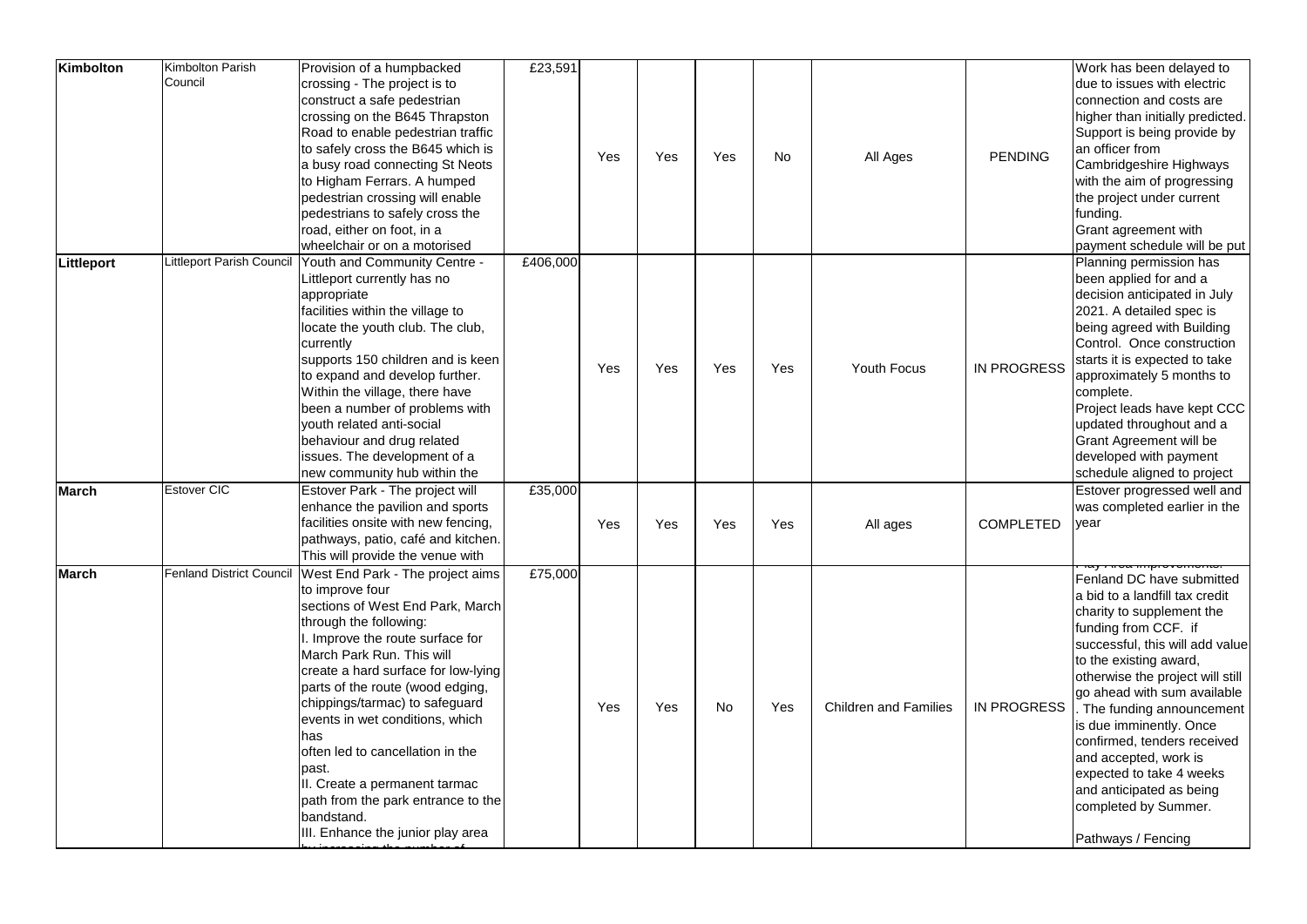| Kimbolton | Kimbolton Parish Council | Provision of a humpbacked crossing - The project is to construct a safe pedestrian crossing on the B645 Thrapston Road to enable pedestrian traffic to safely cross the B645 which is a busy road connecting St Neots to Higham Ferrars. A humped pedestrian crossing will enable pedestrians to safely cross the road, either on foot, in a wheelchair or on a motorised | £23,591 | Yes | Yes | Yes | No | All Ages | PENDING | Work has been delayed to due to issues with electric connection and costs are higher than initially predicted. Support is being provide by an officer from Cambridgeshire Highways with the aim of progressing the project under current funding. Grant agreement with payment schedule will be put |
|---|---|---|---|---|---|---|---|---|---|---|
| Littleport | Littleport Parish Council | Youth and Community Centre - Littleport currently has no appropriate facilities within the village to locate the youth club. The club, currently supports 150 children and is keen to expand and develop further. Within the village, there have been a number of problems with youth related anti-social behaviour and drug related issues. The development of a new community hub within the | £406,000 | Yes | Yes | Yes | Yes | Youth Focus | IN PROGRESS | Planning permission has been applied for and a decision anticipated in July 2021. A detailed spec is being agreed with Building Control. Once construction starts it is expected to take approximately 5 months to complete. Project leads have kept CCC updated throughout and a Grant Agreement will be developed with payment schedule aligned to project |
| March | Estover CIC | Estover Park - The project will enhance the pavilion and sports facilities onsite with new fencing, pathways, patio, café and kitchen. This will provide the venue with | £35,000 | Yes | Yes | Yes | Yes | All ages | COMPLETED | Estover progressed well and was completed earlier in the year |
| March | Fenland District Council | West End Park - The project aims to improve four sections of West End Park, March through the following:<br>I. Improve the route surface for March Park Run. This will create a hard surface for low-lying parts of the route (wood edging, chippings/tarmac) to safeguard events in wet conditions, which has often led to cancellation in the past.<br>II. Create a permanent tarmac path from the park entrance to the bandstand.<br>III. Enhance the junior play area | £75,000 | Yes | Yes | No | Yes | Children and Families | IN PROGRESS | Play Area Improvements:<br>Fenland DC have submitted a bid to a landfill tax credit charity to supplement the funding from CCF. if successful, this will add value to the existing award, otherwise the project will still go ahead with sum available. The funding announcement is due imminently. Once confirmed, tenders received and accepted, work is expected to take 4 weeks and anticipated as being completed by Summer.<br><br>Pathways / Fencing |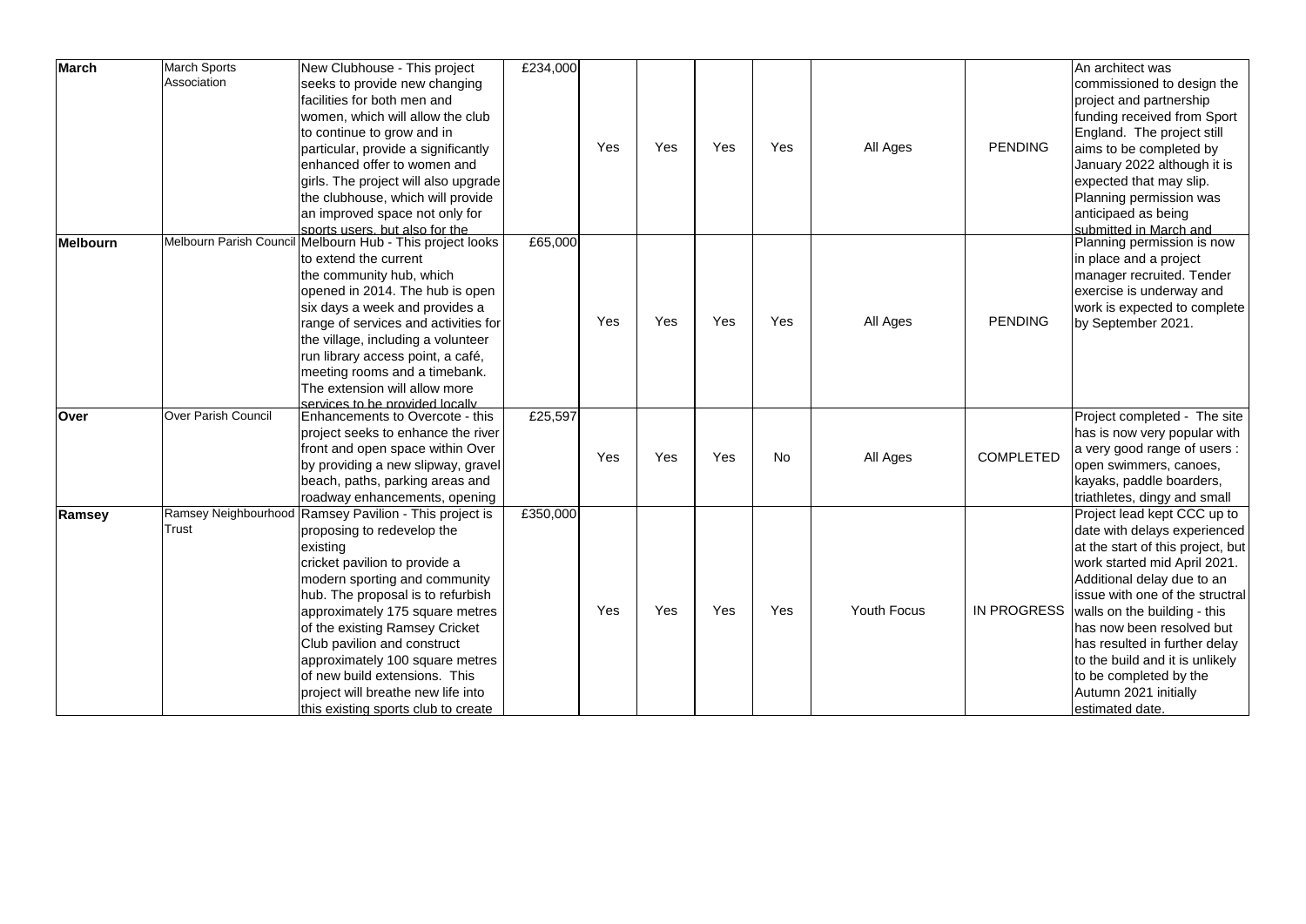| | | | | | | | | | | |
|---|---|---|---|---|---|---|---|---|---|---|
| **March** | March Sports Association | New Clubhouse - This project seeks to provide new changing facilities for both men and women, which will allow the club to continue to grow and in particular, provide a significantly enhanced offer to women and girls. The project will also upgrade the clubhouse, which will provide an improved space not only for sports users, but also for the | £234,000 | Yes | Yes | Yes | Yes | All Ages | PENDING | An architect was commissioned to design the project and partnership funding received from Sport England. The project still aims to be completed by January 2022 although it is expected that may slip. Planning permission was anticipaed as being submitted in March and |
| **Melbourn** | Melbourn Parish Council | Melbourn Hub - This project looks to extend the current the community hub, which opened in 2014. The hub is open six days a week and provides a range of services and activities for the village, including a volunteer run library access point, a café, meeting rooms and a timebank. The extension will allow more services to be provided locally | £65,000 | Yes | Yes | Yes | Yes | All Ages | PENDING | Planning permission is now in place and a project manager recruited. Tender exercise is underway and work is expected to complete by September 2021. |
| **Over** | Over Parish Council | Enhancements to Overcote - this project seeks to enhance the river front and open space within Over by providing a new slipway, gravel beach, paths, parking areas and roadway enhancements, opening | £25,597 | Yes | Yes | Yes | No | All Ages | COMPLETED | Project completed - The site has is now very popular with a very good range of users : open swimmers, canoes, kayaks, paddle boarders, triathletes, dingy and small |
| **Ramsey** | Ramsey Neighbourhood Trust | Ramsey Pavilion - This project is proposing to redevelop the existing cricket pavilion to provide a modern sporting and community hub. The proposal is to refurbish approximately 175 square metres of the existing Ramsey Cricket Club pavilion and construct approximately 100 square metres of new build extensions. This project will breathe new life into this existing sports club to create | £350,000 | Yes | Yes | Yes | Yes | Youth Focus | IN PROGRESS | Project lead kept CCC up to date with delays experienced at the start of this project, but work started mid April 2021. Additional delay due to an issue with one of the structral walls on the building - this has now been resolved but has resulted in further delay to the build and it is unlikely to be completed by the Autumn 2021 initially estimated date. |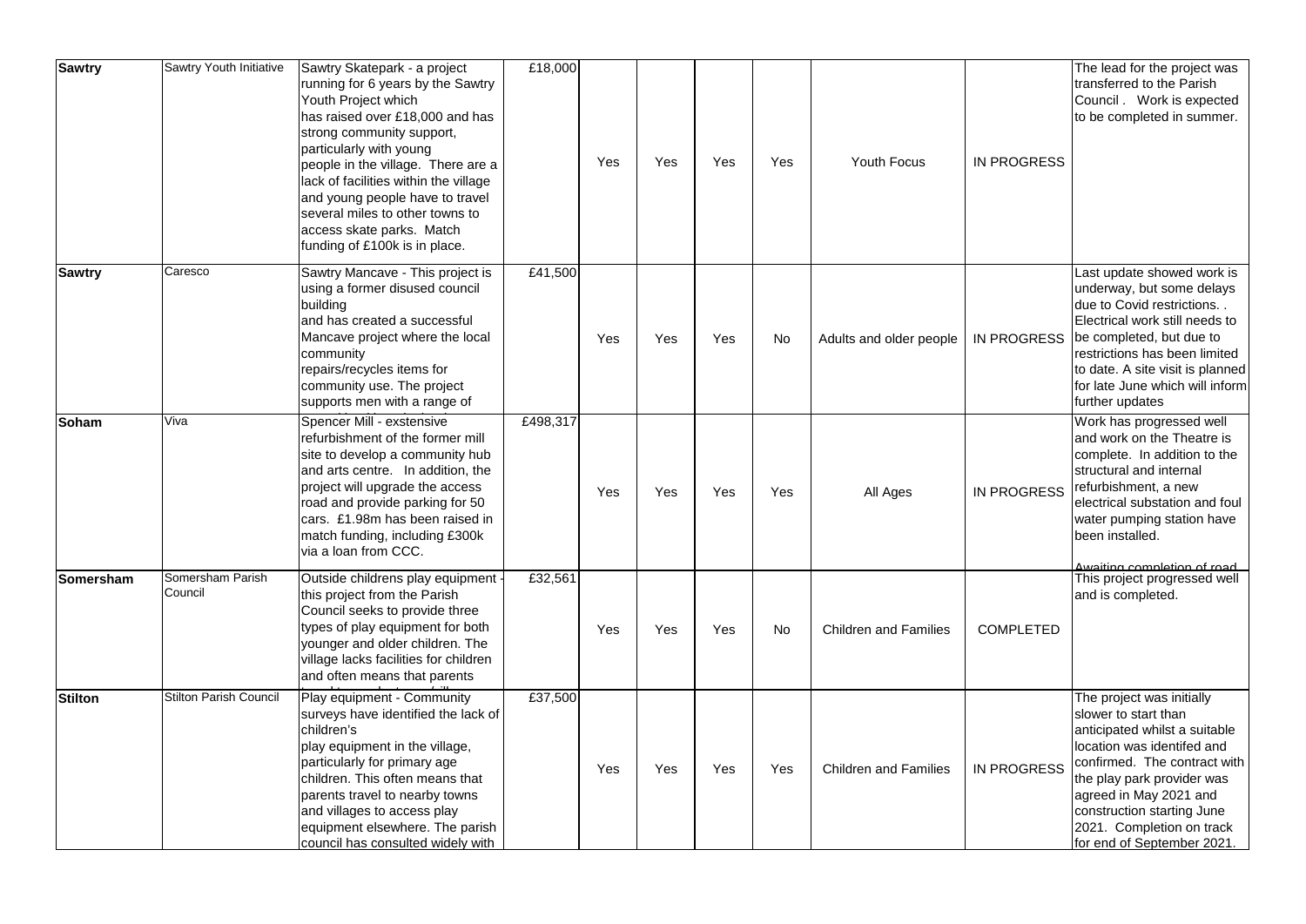| | | | | | | | | | | |
|---|---|---|---|---|---|---|---|---|---|---|
| **Sawtry** | Sawtry Youth Initiative | Sawtry Skatepark - a project running for 6 years by the Sawtry Youth Project which has raised over £18,000 and has strong community support, particularly with young people in the village. There are a lack of facilities within the village and young people have to travel several miles to other towns to access skate parks. Match funding of £100k is in place. | £18,000 | Yes | Yes | Yes | Yes | Youth Focus | IN PROGRESS | The lead for the project was transferred to the Parish Council. Work is expected to be completed in summer. |
| **Sawtry** | Caresco | Sawtry Mancave - This project is using a former disused council building and has created a successful Mancave project where the local community repairs/recycles items for community use. The project supports men with a range of | £41,500 | Yes | Yes | Yes | No | Adults and older people | IN PROGRESS | Last update showed work is underway, but some delays due to Covid restrictions. . Electrical work still needs to be completed, but due to restrictions has been limited to date. A site visit is planned for late June which will inform further updates |
| **Soham** | Viva | Spencer Mill - exstensive refurbishment of the former mill site to develop a community hub and arts centre. In addition, the project will upgrade the access road and provide parking for 50 cars. £1.98m has been raised in match funding, including £300k via a loan from CCC. | £498,317 | Yes | Yes | Yes | Yes | All Ages | IN PROGRESS | Work has progressed well and work on the Theatre is complete. In addition to the structural and internal refurbishment, a new electrical substation and foul water pumping station have been installed. Awaiting completion of road |
| **Somersham** | Somersham Parish Council | Outside childrens play equipment - this project from the Parish Council seeks to provide three types of play equipment for both younger and older children. The village lacks facilities for children and often means that parents | £32,561 | Yes | Yes | Yes | No | Children and Families | COMPLETED | This project progressed well and is completed. |
| **Stilton** | Stilton Parish Council | Play equipment - Community surveys have identified the lack of children's play equipment in the village, particularly for primary age children. This often means that parents travel to nearby towns and villages to access play equipment elsewhere. The parish council has consulted widely with | £37,500 | Yes | Yes | Yes | Yes | Children and Families | IN PROGRESS | The project was initially slower to start than anticipated whilst a suitable location was identifed and confirmed. The contract with the play park provider was agreed in May 2021 and construction starting June 2021. Completion on track for end of September 2021. |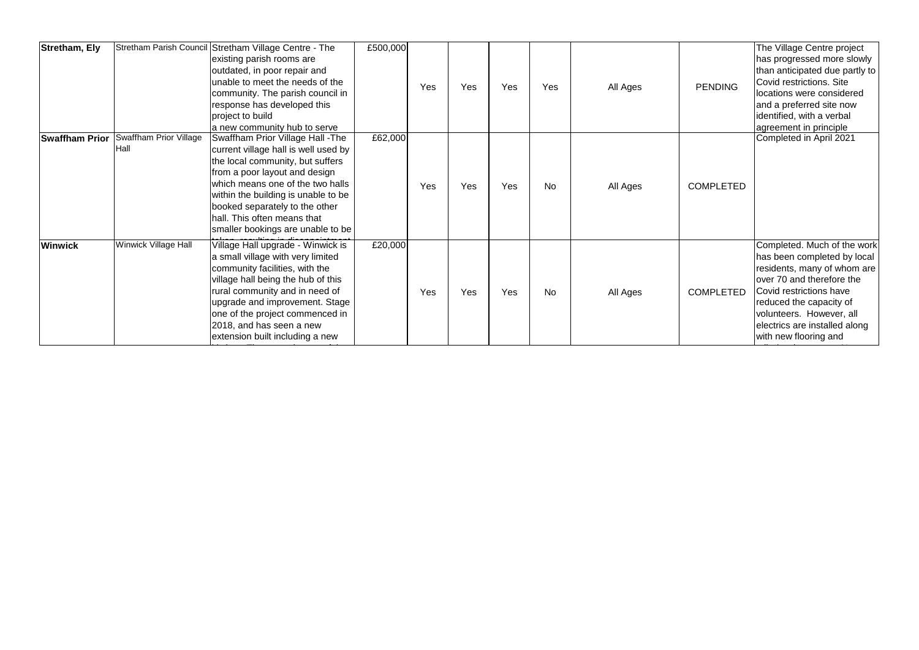| Stretham, Ely | Stretham Parish Council | Stretham Village Centre - The existing parish rooms are outdated, in poor repair and unable to meet the needs of the community. The parish council in response has developed this project to build a new community hub to serve | £500,000 | Yes | Yes | Yes | Yes | All Ages | PENDING | The Village Centre project has progressed more slowly than anticipated due partly to Covid restrictions. Site locations were considered and a preferred site now identified, with a verbal agreement in principle |
|---|---|---|---|---|---|---|---|---|---|---|
| **Swaffham Prior** | Swaffham Prior Village Hall | Swaffham Prior Village Hall -The current village hall is well used by the local community, but suffers from a poor layout and design which means one of the two halls within the building is unable to be booked separately to the other hall. This often means that smaller bookings are unable to be | £62,000 | Yes | Yes | Yes | No | All Ages | COMPLETED | Completed in April 2021 |
| **Winwick** | Winwick Village Hall | Village Hall upgrade - Winwick is a small village with very limited community facilities, with the village hall being the hub of this rural community and in need of upgrade and improvement. Stage one of the project commenced in 2018, and has seen a new extension built including a new | £20,000 | Yes | Yes | Yes | No | All Ages | COMPLETED | Completed. Much of the work has been completed by local residents, many of whom are over 70 and therefore the Covid restrictions have reduced the capacity of volunteers. However, all electrics are installed along with new flooring and |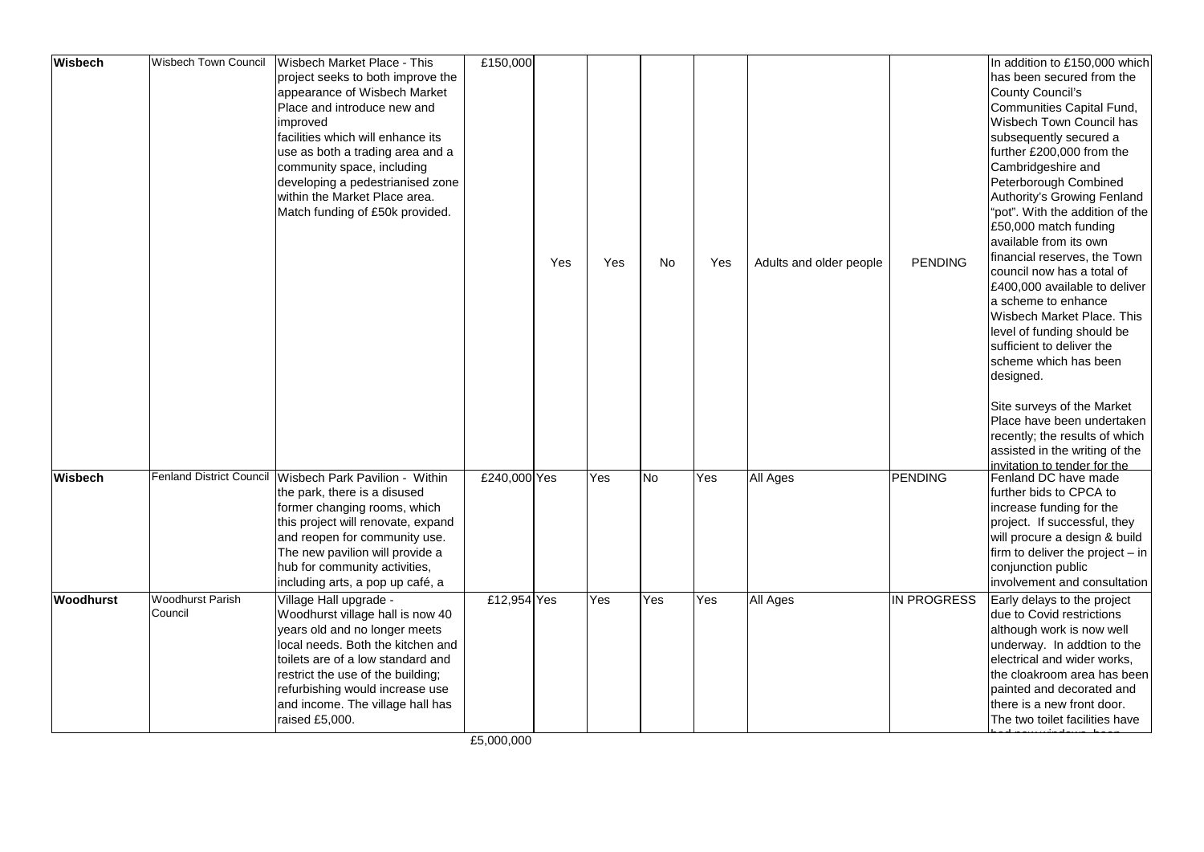| | | | | | | | | | | |
|---|---|---|---|---|---|---|---|---|---|---|
| **Wisbech** | Wisbech Town Council | Wisbech Market Place - This project seeks to both improve the appearance of Wisbech Market Place and introduce new and improved facilities which will enhance its use as both a trading area and a community space, including developing a pedestrianised zone within the Market Place area. Match funding of £50k provided. | £150,000 | Yes | Yes | No | Yes | Adults and older people | PENDING | In addition to £150,000 which has been secured from the County Council's Communities Capital Fund, Wisbech Town Council has subsequently secured a further £200,000 from the Cambridgeshire and Peterborough Combined Authority's Growing Fenland "pot". With the addition of the £50,000 match funding available from its own financial reserves, the Town council now has a total of £400,000 available to deliver a scheme to enhance Wisbech Market Place. This level of funding should be sufficient to deliver the scheme which has been designed.<br><br>Site surveys of the Market Place have been undertaken recently; the results of which assisted in the writing of the invitation to tender for the |
| **Wisbech** | Fenland District Council | Wisbech Park Pavilion - Within the park, there is a disused former changing rooms, which this project will renovate, expand and reopen for community use. The new pavilion will provide a hub for community activities, including arts, a pop up café, a | £240,000 | Yes | Yes | No | Yes | All Ages | PENDING | Fenland DC have made further bids to CPCA to increase funding for the project. If successful, they will procure a design & build firm to deliver the project – in conjunction public involvement and consultation |
| **Woodhurst** | Woodhurst Parish Council | Village Hall upgrade - Woodhurst village hall is now 40 years old and no longer meets local needs. Both the kitchen and toilets are of a low standard and restrict the use of the building; refurbishing would increase use and income. The village hall has raised £5,000. | £12,954 | Yes | Yes | Yes | Yes | All Ages | IN PROGRESS | Early delays to the project due to Covid restrictions although work is now well underway. In addtion to the electrical and wider works, the cloakroom area has been painted and decorated and there is a new front door. The two toilet facilities have |
| | | | £5,000,000 | | | | | | | |